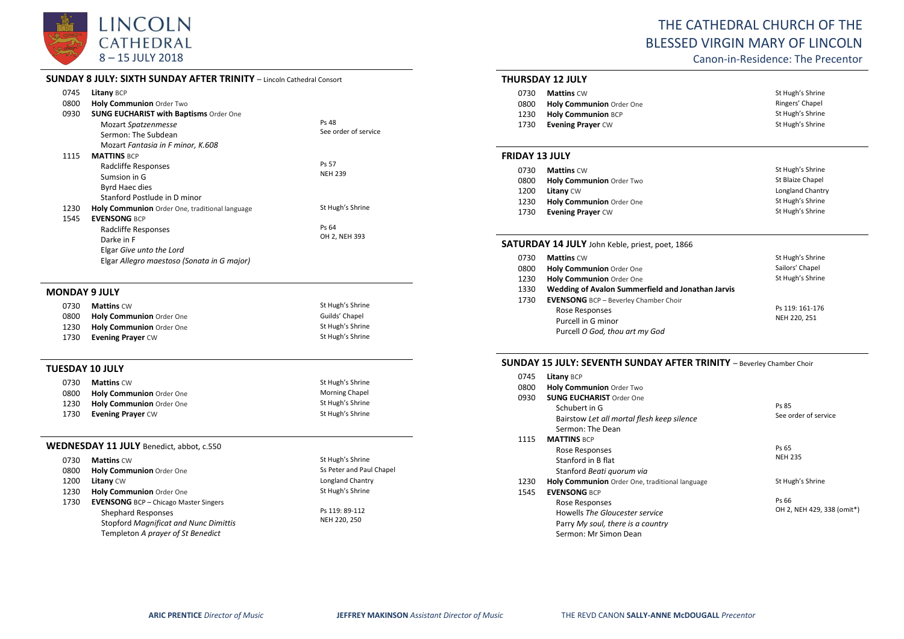# LINCOLN CATHEDRAL
## 8 – 15 JULY 2018

# THE CATHEDRAL CHURCH OF THE BLESSED VIRGIN MARY OF LINCOLN

Canon-in-Residence: The Precentor

### SUNDAY 8 JULY: SIXTH SUNDAY AFTER TRINITY – Lincoln Cathedral Consort

| | | |
|---|---|---|
| 0745 | **Litany** BCP | |
| 0800 | **Holy Communion** Order Two | |
| 0930 | **SUNG EUCHARIST with Baptisms** Order One | |
| | Mozart *Spatzenmesse* | Ps 48 |
| | Sermon: The Subdean | See order of service |
| | Mozart *Fantasia in F minor, K.608* | |
| 1115 | **MATTINS** BCP | |
| | Radcliffe Responses | Ps 57 |
| | Sumsion in G | NEH 239 |
| | Byrd Haec dies | |
| | Stanford Postlude in D minor | |
| 1230 | **Holy Communion** Order One, traditional language | St Hugh's Shrine |
| 1545 | **EVENSONG** BCP | |
| | Radcliffe Responses | Ps 64 |
| | Darke in F | OH 2, NEH 393 |
| | Elgar *Give unto the Lord* | |
| | Elgar *Allegro maestoso (Sonata in G major)* | |

### MONDAY 9 JULY

| | | |
|---|---|---|
| 0730 | **Mattins** CW | St Hugh's Shrine |
| 0800 | **Holy Communion** Order One | Guilds' Chapel |
| 1230 | **Holy Communion** Order One | St Hugh's Shrine |
| 1730 | **Evening Prayer** CW | St Hugh's Shrine |

### TUESDAY 10 JULY

| | | |
|---|---|---|
| 0730 | **Mattins** CW | St Hugh's Shrine |
| 0800 | **Holy Communion** Order One | Morning Chapel |
| 1230 | **Holy Communion** Order One | St Hugh's Shrine |
| 1730 | **Evening Prayer** CW | St Hugh's Shrine |

### WEDNESDAY 11 JULY Benedict, abbot, c.550

| | | |
|---|---|---|
| 0730 | **Mattins** CW | St Hugh's Shrine |
| 0800 | **Holy Communion** Order One | Ss Peter and Paul Chapel |
| 1200 | **Litany** CW | Longland Chantry |
| 1230 | **Holy Communion** Order One | St Hugh's Shrine |
| 1730 | **EVENSONG** BCP – Chicago Master Singers | |
| | Shephard Responses | Ps 119: 89-112 |
| | Stopford *Magnificat and Nunc Dimittis* | NEH 220, 250 |
| | Templeton *A prayer of St Benedict* | |

### THURSDAY 12 JULY

| | | |
|---|---|---|
| 0730 | **Mattins** CW | St Hugh's Shrine |
| 0800 | **Holy Communion** Order One | Ringers' Chapel |
| 1230 | **Holy Communion** BCP | St Hugh's Shrine |
| 1730 | **Evening Prayer** CW | St Hugh's Shrine |

### FRIDAY 13 JULY

| | | |
|---|---|---|
| 0730 | **Mattins** CW | St Hugh's Shrine |
| 0800 | **Holy Communion** Order Two | St Blaize Chapel |
| 1200 | **Litany** CW | Longland Chantry |
| 1230 | **Holy Communion** Order One | St Hugh's Shrine |
| 1730 | **Evening Prayer** CW | St Hugh's Shrine |

### SATURDAY 14 JULY John Keble, priest, poet, 1866

| | | |
|---|---|---|
| 0730 | **Mattins** CW | St Hugh's Shrine |
| 0800 | **Holy Communion** Order One | Sailors' Chapel |
| 1230 | **Holy Communion** Order One | St Hugh's Shrine |
| 1330 | **Wedding of Avalon Summerfield and Jonathan Jarvis** | |
| 1730 | **EVENSONG** BCP – Beverley Chamber Choir | |
| | Rose Responses | Ps 119: 161-176 |
| | Purcell in G minor | NEH 220, 251 |
| | Purcell *O God, thou art my God* | |

### SUNDAY 15 JULY: SEVENTH SUNDAY AFTER TRINITY – Beverley Chamber Choir

| | | |
|---|---|---|
| 0745 | **Litany** BCP | |
| 0800 | **Holy Communion** Order Two | |
| 0930 | **SUNG EUCHARIST** Order One | |
| | Schubert in G | Ps 85 |
| | Bairstow *Let all mortal flesh keep silence* | See order of service |
| | Sermon: The Dean | |
| 1115 | **MATTINS** BCP | |
| | Rose Responses | Ps 65 |
| | Stanford in B flat | NEH 235 |
| | Stanford *Beati quorum via* | |
| 1230 | **Holy Communion** Order One, traditional language | St Hugh's Shrine |
| 1545 | **EVENSONG** BCP | |
| | Rose Responses | Ps 66 |
| | Howells *The Gloucester service* | OH 2, NEH 429, 338 (omit*) |
| | Parry *My soul, there is a country* | |
| | Sermon: Mr Simon Dean | |

**ARIC PRENTICE** *Director of Music* **JEFFREY MAKINSON** *Assistant Director of Music* THE REVD CANON **SALLY-ANNE McDOUGALL** *Precentor*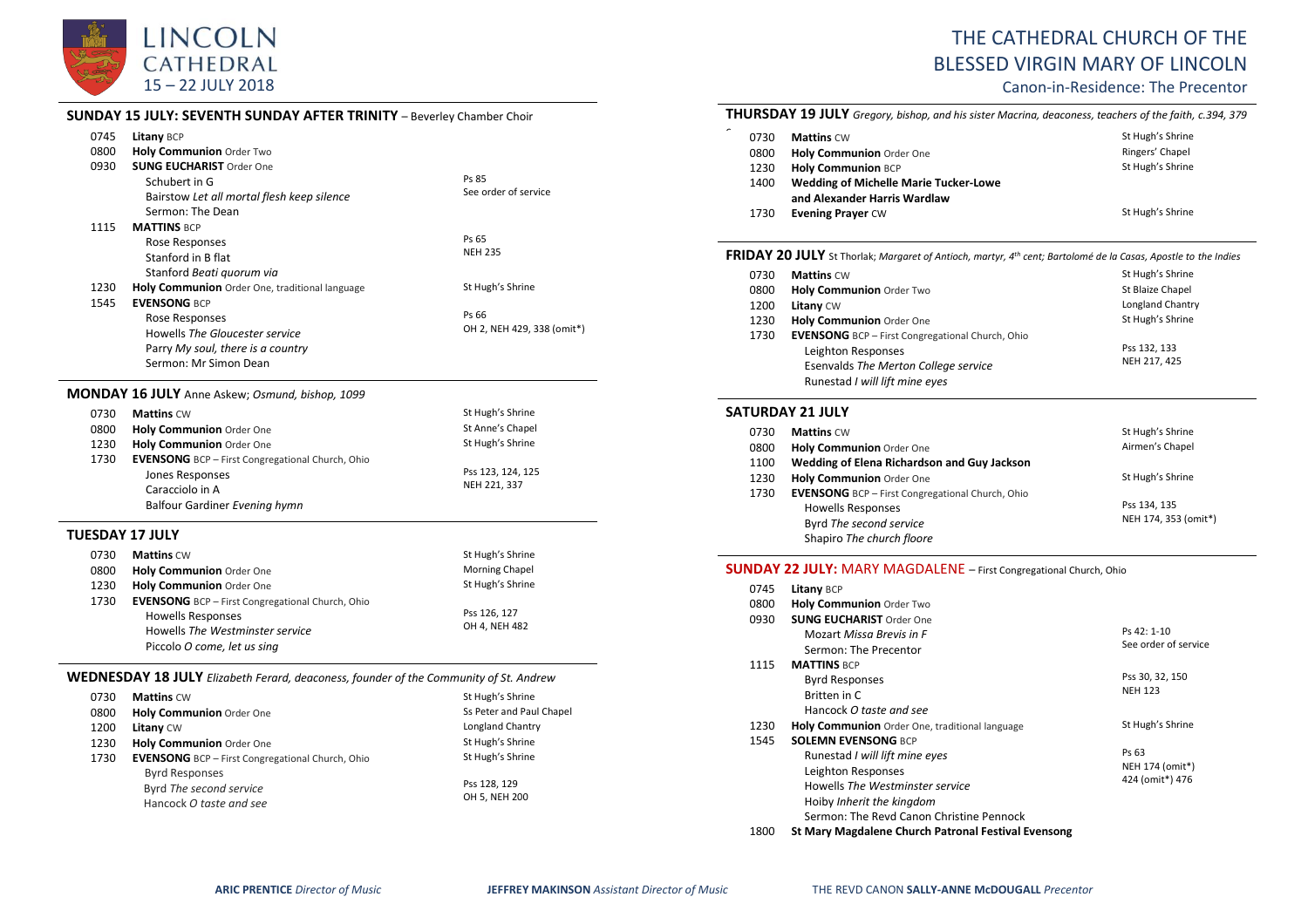# LINCOLN CATHEDRAL
15 – 22 JULY 2018

# THE CATHEDRAL CHURCH OF THE BLESSED VIRGIN MARY OF LINCOLN

Canon-in-Residence: The Precentor

## SUNDAY 15 JULY: SEVENTH SUNDAY AFTER TRINITY – Beverley Chamber Choir

| | | |
|---|---|---|
| 0745 | **Litany** BCP | |
| 0800 | **Holy Communion** Order Two | |
| 0930 | **SUNG EUCHARIST** Order One | |
| | Schubert in G | Ps 85 |
| | Bairstow *Let all mortal flesh keep silence* | See order of service |
| | Sermon: The Dean | |
| 1115 | **MATTINS** BCP | |
| | Rose Responses | Ps 65 |
| | Stanford in B flat | NEH 235 |
| | Stanford *Beati quorum via* | |
| 1230 | **Holy Communion** Order One, traditional language | St Hugh's Shrine |
| 1545 | **EVENSONG** BCP | |
| | Rose Responses | Ps 66 |
| | Howells *The Gloucester service* | OH 2, NEH 429, 338 (omit*) |
| | Parry *My soul, there is a country* | |
| | Sermon: Mr Simon Dean | |

## MONDAY 16 JULY Anne Askew; *Osmund, bishop, 1099*

| | | |
|---|---|---|
| 0730 | **Mattins** CW | St Hugh's Shrine |
| 0800 | **Holy Communion** Order One | St Anne's Chapel |
| 1230 | **Holy Communion** Order One | St Hugh's Shrine |
| 1730 | **EVENSONG** BCP – First Congregational Church, Ohio | |
| | Jones Responses | Pss 123, 124, 125 |
| | Caracciolo in A | NEH 221, 337 |
| | Balfour Gardiner *Evening hymn* | |

## TUESDAY 17 JULY

| | | |
|---|---|---|
| 0730 | **Mattins** CW | St Hugh's Shrine |
| 0800 | **Holy Communion** Order One | Morning Chapel |
| 1230 | **Holy Communion** Order One | St Hugh's Shrine |
| 1730 | **EVENSONG** BCP – First Congregational Church, Ohio | |
| | Howells Responses | Pss 126, 127 |
| | Howells *The Westminster service* | OH 4, NEH 482 |
| | Piccolo *O come, let us sing* | |

## WEDNESDAY 18 JULY *Elizabeth Ferard, deaconess, founder of the Community of St. Andrew*

| | | |
|---|---|---|
| 0730 | **Mattins** CW | St Hugh's Shrine |
| 0800 | **Holy Communion** Order One | Ss Peter and Paul Chapel |
| 1200 | **Litany** CW | Longland Chantry |
| 1230 | **Holy Communion** Order One | St Hugh's Shrine |
| 1730 | **EVENSONG** BCP – First Congregational Church, Ohio | St Hugh's Shrine |
| | Byrd Responses | |
| | Byrd *The second service* | Pss 128, 129 |
| | Hancock *O taste and see* | OH 5, NEH 200 |

## THURSDAY 19 JULY *Gregory, bishop, and his sister Macrina, deaconess, teachers of the faith, c.394, 379*

| | | |
|---|---|---|
| 0730 | **Mattins** CW | St Hugh's Shrine |
| 0800 | **Holy Communion** Order One | Ringers' Chapel |
| 1230 | **Holy Communion** BCP | St Hugh's Shrine |
| 1400 | **Wedding of Michelle Marie Tucker-Lowe and Alexander Harris Wardlaw** | |
| 1730 | **Evening Prayer** CW | St Hugh's Shrine |

## FRIDAY 20 JULY St Thorlak; *Margaret of Antioch, martyr, 4th cent; Bartolomé de la Casas, Apostle to the Indies*

| | | |
|---|---|---|
| 0730 | **Mattins** CW | St Hugh's Shrine |
| 0800 | **Holy Communion** Order Two | St Blaize Chapel |
| 1200 | **Litany** CW | Longland Chantry |
| 1230 | **Holy Communion** Order One | St Hugh's Shrine |
| 1730 | **EVENSONG** BCP – First Congregational Church, Ohio | |
| | Leighton Responses | Pss 132, 133 |
| | Esenvalds *The Merton College service* | NEH 217, 425 |
| | Runestad *I will lift mine eyes* | |

## SATURDAY 21 JULY

| | | |
|---|---|---|
| 0730 | **Mattins** CW | St Hugh's Shrine |
| 0800 | **Holy Communion** Order One | Airmen's Chapel |
| 1100 | **Wedding of Elena Richardson and Guy Jackson** | |
| 1230 | **Holy Communion** Order One | St Hugh's Shrine |
| 1730 | **EVENSONG** BCP – First Congregational Church, Ohio | |
| | Howells Responses | Pss 134, 135 |
| | Byrd *The second service* | NEH 174, 353 (omit*) |
| | Shapiro *The church floore* | |

## SUNDAY 22 JULY: MARY MAGDALENE – First Congregational Church, Ohio

| | | |
|---|---|---|
| 0745 | **Litany** BCP | |
| 0800 | **Holy Communion** Order Two | |
| 0930 | **SUNG EUCHARIST** Order One | |
| | Mozart *Missa Brevis in F* | Ps 42: 1-10 |
| | Sermon: The Precentor | See order of service |
| 1115 | **MATTINS** BCP | |
| | Byrd Responses | Pss 30, 32, 150 |
| | Britten in C | NEH 123 |
| | Hancock *O taste and see* | |
| 1230 | **Holy Communion** Order One, traditional language | St Hugh's Shrine |
| 1545 | **SOLEMN EVENSONG** BCP | |
| | Runestad *I will lift mine eyes* | Ps 63 |
| | Leighton Responses | NEH 174 (omit*) |
| | Howells *The Westminster service* | 424 (omit*) 476 |
| | Hoiby *Inherit the kingdom* | |
| | Sermon: The Revd Canon Christine Pennock | |
| 1800 | **St Mary Magdalene Church Patronal Festival Evensong** | |

**ARIC PRENTICE** *Director of Music* **JEFFREY MAKINSON** *Assistant Director of Music* THE REVD CANON **SALLY-ANNE McDOUGALL** *Precentor*